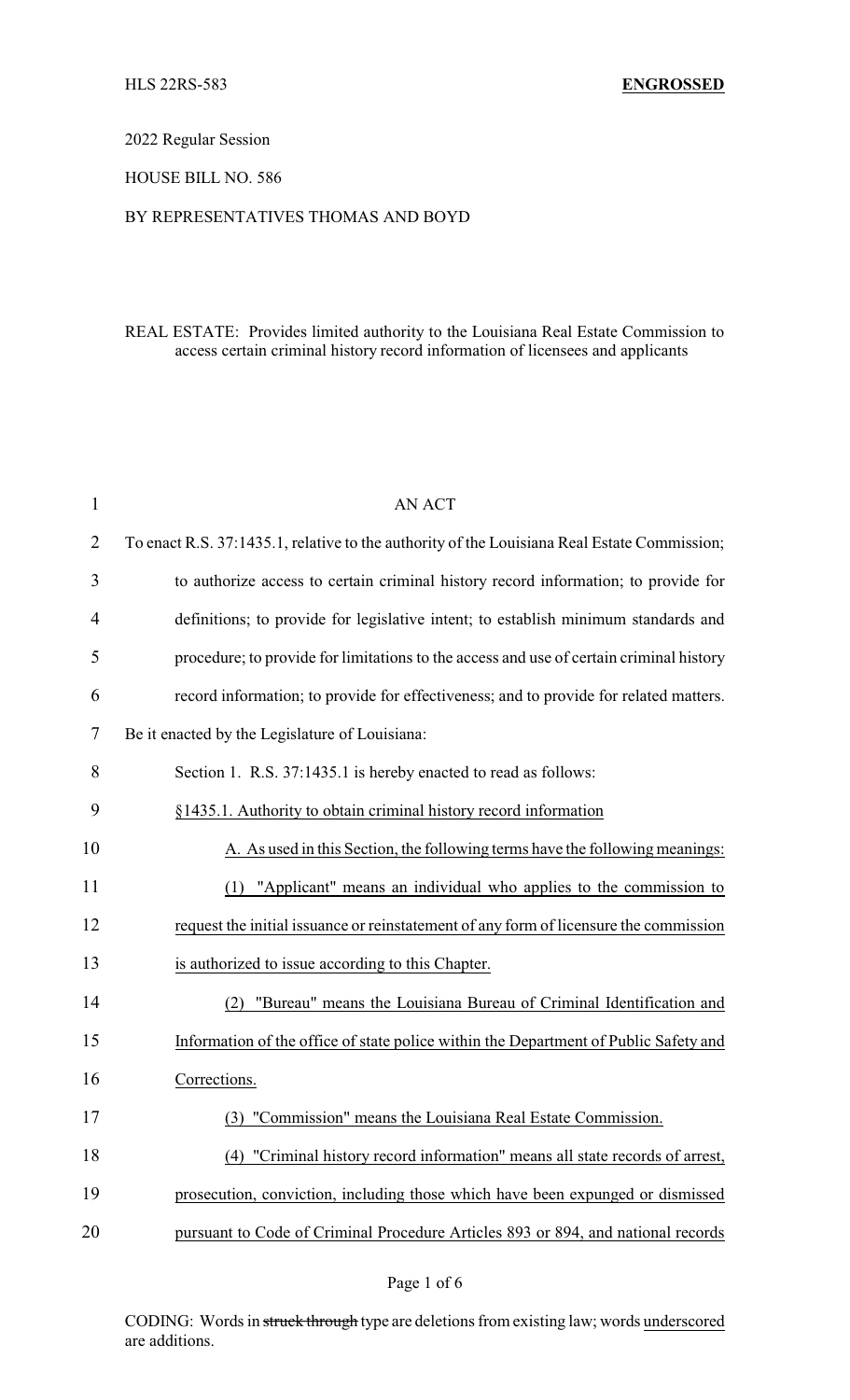HLS 22RS-583 **ENGROSSED**

2022 Regular Session

HOUSE BILL NO. 586

BY REPRESENTATIVES THOMAS AND BOYD

REAL ESTATE: Provides limited authority to the Louisiana Real Estate Commission to access certain criminal history record information of licensees and applicants

AN ACT

To enact R.S. 37:1435.1, relative to the authority of the Louisiana Real Estate Commission; to authorize access to certain criminal history record information; to provide for definitions; to provide for legislative intent; to establish minimum standards and procedure; to provide for limitations to the access and use of certain criminal history record information; to provide for effectiveness; and to provide for related matters.

Be it enacted by the Legislature of Louisiana:

Section 1. R.S. 37:1435.1 is hereby enacted to read as follows:

§1435.1. Authority to obtain criminal history record information

A. As used in this Section, the following terms have the following meanings:

(1) "Applicant" means an individual who applies to the commission to request the initial issuance or reinstatement of any form of licensure the commission is authorized to issue according to this Chapter.

(2) "Bureau" means the Louisiana Bureau of Criminal Identification and Information of the office of state police within the Department of Public Safety and Corrections.

(3) "Commission" means the Louisiana Real Estate Commission.

(4) "Criminal history record information" means all state records of arrest, prosecution, conviction, including those which have been expunged or dismissed pursuant to Code of Criminal Procedure Articles 893 or 894, and national records

CODING: Words in ~~struck through~~ type are deletions from existing law; words underscored are additions.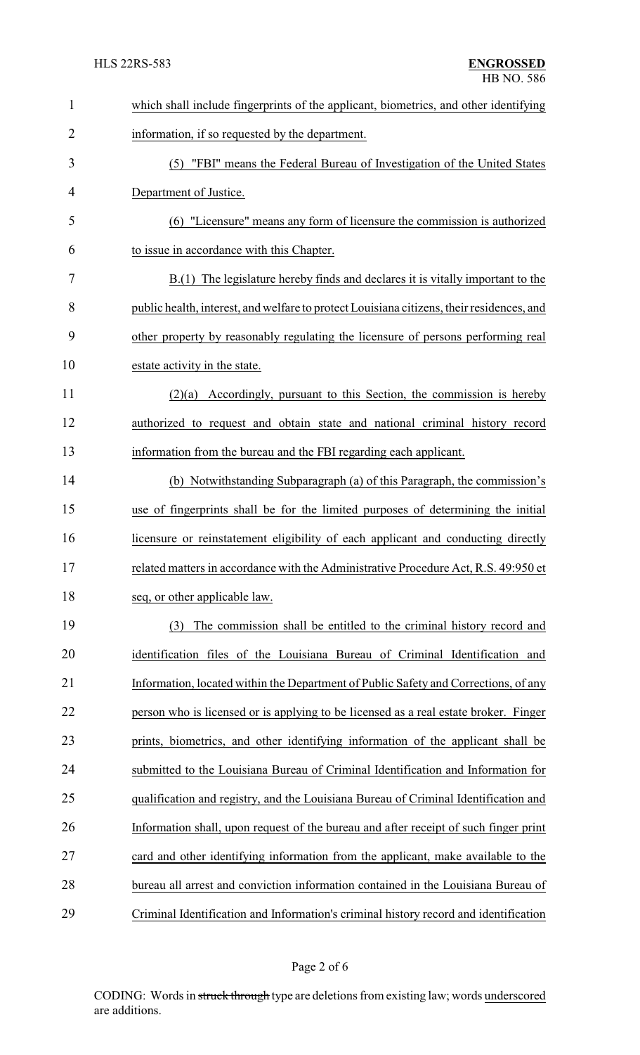which shall include fingerprints of the applicant, biometrics, and other identifying information, if so requested by the department.

(5) "FBI" means the Federal Bureau of Investigation of the United States Department of Justice.

(6) "Licensure" means any form of licensure the commission is authorized to issue in accordance with this Chapter.

B.(1) The legislature hereby finds and declares it is vitally important to the public health, interest, and welfare to protect Louisiana citizens, their residences, and other property by reasonably regulating the licensure of persons performing real estate activity in the state.

(2)(a) Accordingly, pursuant to this Section, the commission is hereby authorized to request and obtain state and national criminal history record information from the bureau and the FBI regarding each applicant.

(b) Notwithstanding Subparagraph (a) of this Paragraph, the commission's use of fingerprints shall be for the limited purposes of determining the initial licensure or reinstatement eligibility of each applicant and conducting directly related matters in accordance with the Administrative Procedure Act, R.S. 49:950 et seq, or other applicable law.

(3) The commission shall be entitled to the criminal history record and identification files of the Louisiana Bureau of Criminal Identification and Information, located within the Department of Public Safety and Corrections, of any person who is licensed or is applying to be licensed as a real estate broker. Finger prints, biometrics, and other identifying information of the applicant shall be submitted to the Louisiana Bureau of Criminal Identification and Information for qualification and registry, and the Louisiana Bureau of Criminal Identification and Information shall, upon request of the bureau and after receipt of such finger print card and other identifying information from the applicant, make available to the bureau all arrest and conviction information contained in the Louisiana Bureau of Criminal Identification and Information's criminal history record and identification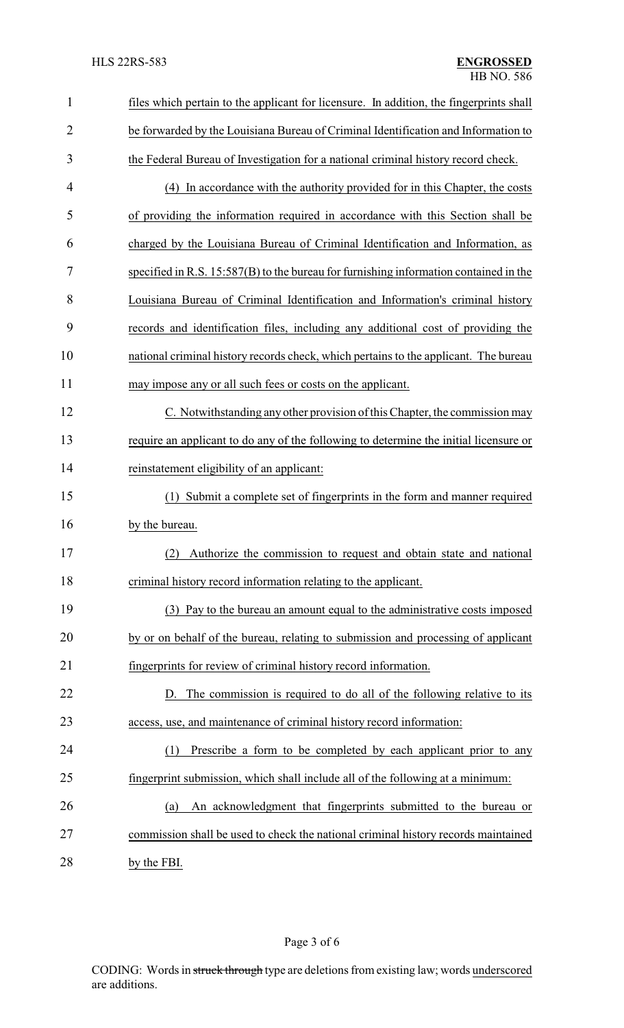files which pertain to the applicant for licensure. In addition, the fingerprints shall be forwarded by the Louisiana Bureau of Criminal Identification and Information to the Federal Bureau of Investigation for a national criminal history record check.

(4) In accordance with the authority provided for in this Chapter, the costs of providing the information required in accordance with this Section shall be charged by the Louisiana Bureau of Criminal Identification and Information, as specified in R.S. 15:587(B) to the bureau for furnishing information contained in the Louisiana Bureau of Criminal Identification and Information's criminal history records and identification files, including any additional cost of providing the national criminal history records check, which pertains to the applicant. The bureau may impose any or all such fees or costs on the applicant.

C. Notwithstanding any other provision of this Chapter, the commission may require an applicant to do any of the following to determine the initial licensure or reinstatement eligibility of an applicant:

(1) Submit a complete set of fingerprints in the form and manner required by the bureau.

(2) Authorize the commission to request and obtain state and national criminal history record information relating to the applicant.

(3) Pay to the bureau an amount equal to the administrative costs imposed by or on behalf of the bureau, relating to submission and processing of applicant fingerprints for review of criminal history record information.

D. The commission is required to do all of the following relative to its access, use, and maintenance of criminal history record information:

(1) Prescribe a form to be completed by each applicant prior to any fingerprint submission, which shall include all of the following at a minimum:

(a) An acknowledgment that fingerprints submitted to the bureau or commission shall be used to check the national criminal history records maintained by the FBI.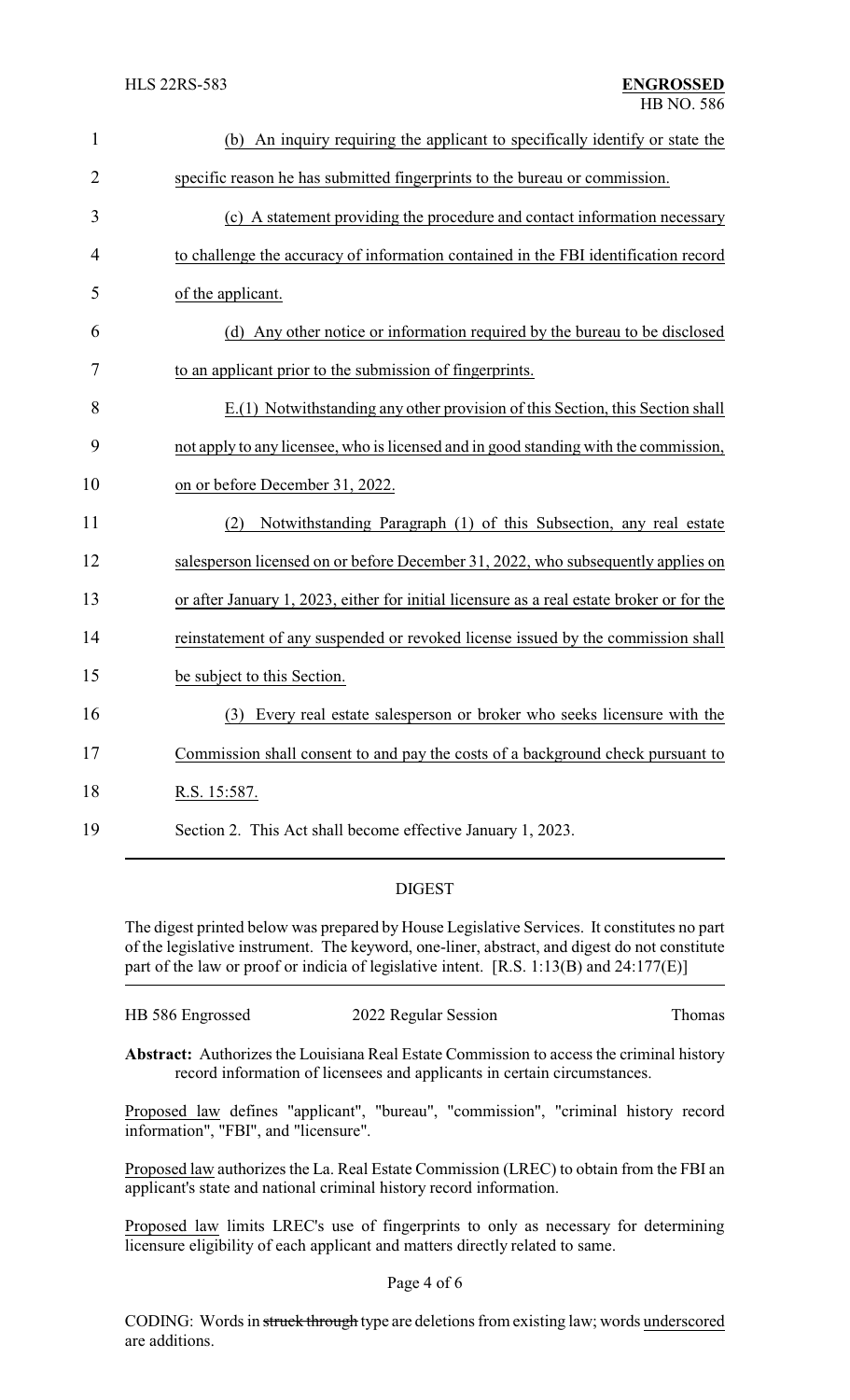(b) An inquiry requiring the applicant to specifically identify or state the specific reason he has submitted fingerprints to the bureau or commission.

(c) A statement providing the procedure and contact information necessary to challenge the accuracy of information contained in the FBI identification record of the applicant.

(d) Any other notice or information required by the bureau to be disclosed to an applicant prior to the submission of fingerprints.

E.(1) Notwithstanding any other provision of this Section, this Section shall not apply to any licensee, who is licensed and in good standing with the commission, on or before December 31, 2022.

(2) Notwithstanding Paragraph (1) of this Subsection, any real estate salesperson licensed on or before December 31, 2022, who subsequently applies on or after January 1, 2023, either for initial licensure as a real estate broker or for the reinstatement of any suspended or revoked license issued by the commission shall be subject to this Section.

(3) Every real estate salesperson or broker who seeks licensure with the Commission shall consent to and pay the costs of a background check pursuant to R.S. 15:587.

Section 2. This Act shall become effective January 1, 2023.

## DIGEST

The digest printed below was prepared by House Legislative Services. It constitutes no part of the legislative instrument. The keyword, one-liner, abstract, and digest do not constitute part of the law or proof or indicia of legislative intent. [R.S. 1:13(B) and 24:177(E)]

HB 586 Engrossed — 2022 Regular Session — Thomas

**Abstract:** Authorizes the Louisiana Real Estate Commission to access the criminal history record information of licensees and applicants in certain circumstances.

Proposed law defines "applicant", "bureau", "commission", "criminal history record information", "FBI", and "licensure".

Proposed law authorizes the La. Real Estate Commission (LREC) to obtain from the FBI an applicant's state and national criminal history record information.

Proposed law limits LREC's use of fingerprints to only as necessary for determining licensure eligibility of each applicant and matters directly related to same.

CODING: Words in ~~struck through~~ type are deletions from existing law; words underscored are additions.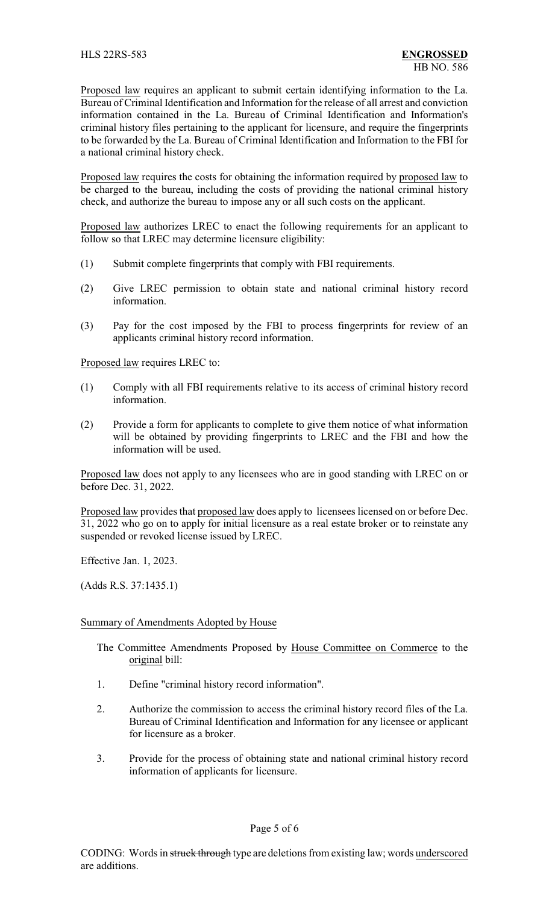Proposed law requires an applicant to submit certain identifying information to the La. Bureau of Criminal Identification and Information for the release of all arrest and conviction information contained in the La. Bureau of Criminal Identification and Information's criminal history files pertaining to the applicant for licensure, and require the fingerprints to be forwarded by the La. Bureau of Criminal Identification and Information to the FBI for a national criminal history check.

Proposed law requires the costs for obtaining the information required by proposed law to be charged to the bureau, including the costs of providing the national criminal history check, and authorize the bureau to impose any or all such costs on the applicant.

Proposed law authorizes LREC to enact the following requirements for an applicant to follow so that LREC may determine licensure eligibility:

(1) Submit complete fingerprints that comply with FBI requirements.

(2) Give LREC permission to obtain state and national criminal history record information.

(3) Pay for the cost imposed by the FBI to process fingerprints for review of an applicants criminal history record information.

Proposed law requires LREC to:

(1) Comply with all FBI requirements relative to its access of criminal history record information.

(2) Provide a form for applicants to complete to give them notice of what information will be obtained by providing fingerprints to LREC and the FBI and how the information will be used.

Proposed law does not apply to any licensees who are in good standing with LREC on or before Dec. 31, 2022.

Proposed law provides that proposed law does apply to licensees licensed on or before Dec. 31, 2022 who go on to apply for initial licensure as a real estate broker or to reinstate any suspended or revoked license issued by LREC.

Effective Jan. 1, 2023.

(Adds R.S. 37:1435.1)

## Summary of Amendments Adopted by House

The Committee Amendments Proposed by House Committee on Commerce to the original bill:

1. Define "criminal history record information".

2. Authorize the commission to access the criminal history record files of the La. Bureau of Criminal Identification and Information for any licensee or applicant for licensure as a broker.

3. Provide for the process of obtaining state and national criminal history record information of applicants for licensure.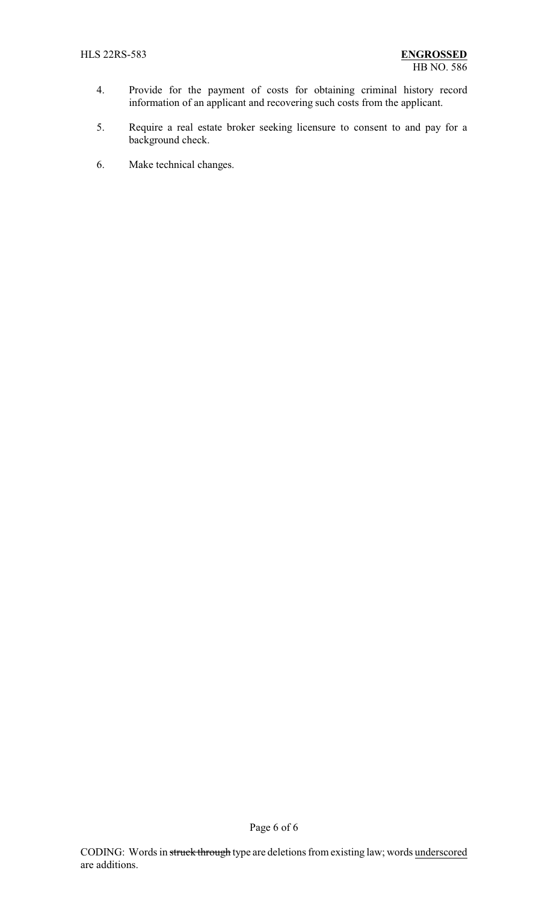4. Provide for the payment of costs for obtaining criminal history record information of an applicant and recovering such costs from the applicant.

5. Require a real estate broker seeking licensure to consent to and pay for a background check.

6. Make technical changes.

CODING: Words in ~~struck through~~ type are deletions from existing law; words underscored are additions.